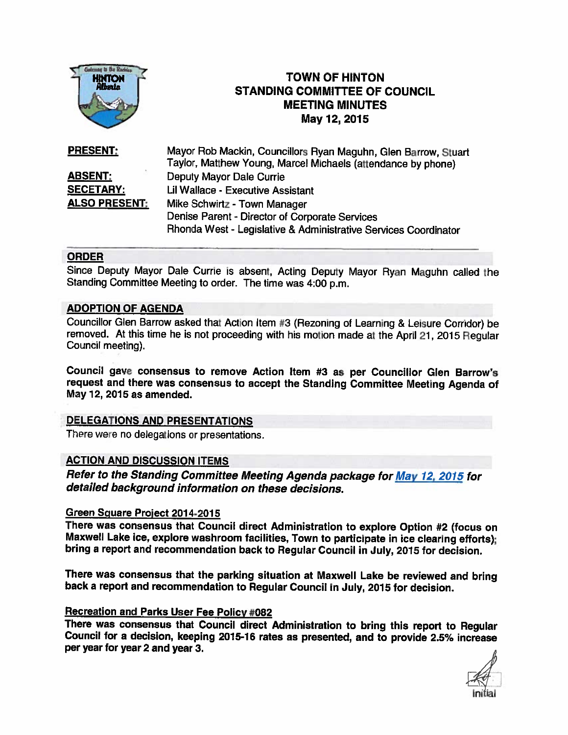# TOWN OF HINTON
## STANDING COMMITTEE OF COUNCIL
## MEETING MINUTES
## May 12, 2015

| | |
|---|---|
| **PRESENT:** | Mayor Rob Mackin, Councillors Ryan Maguhn, Glen Barrow, Stuart Taylor, Matthew Young, Marcel Michaels (attendance by phone) |
| **ABSENT:** | Deputy Mayor Dale Currie |
| **SECETARY:** | Lil Wallace - Executive Assistant |
| **ALSO PRESENT:** | Mike Schwirtz - Town Manager<br>Denise Parent - Director of Corporate Services<br>Rhonda West - Legislative & Administrative Services Coordinator |

---

### ORDER

Since Deputy Mayor Dale Currie is absent, Acting Deputy Mayor Ryan Maguhn called the Standing Committee Meeting to order. The time was 4:00 p.m.

### ADOPTION OF AGENDA

Councillor Glen Barrow asked that Action Item #3 (Rezoning of Learning & Leisure Corridor) be removed. At this time he is not proceeding with his motion made at the April 21, 2015 Regular Council meeting).

**Council gave consensus to remove Action Item #3 as per Councillor Glen Barrow's request and there was consensus to accept the Standing Committee Meeting Agenda of May 12, 2015 as amended.**

### DELEGATIONS AND PRESENTATIONS

There were no delegations or presentations.

### ACTION AND DISCUSSION ITEMS

***Refer to the Standing Committee Meeting Agenda package for May 12, 2015 for detailed background information on these decisions.***

#### Green Square Project 2014-2015

**There was consensus that Council direct Administration to explore Option #2 (focus on Maxwell Lake ice, explore washroom facilities, Town to participate in ice clearing efforts); bring a report and recommendation back to Regular Council in July, 2015 for decision.**

**There was consensus that the parking situation at Maxwell Lake be reviewed and bring back a report and recommendation to Regular Council in July, 2015 for decision.**

#### Recreation and Parks User Fee Policy #082

**There was consensus that Council direct Administration to bring this report to Regular Council for a decision, keeping 2015-16 rates as presented, and to provide 2.5% increase per year for year 2 and year 3.**

Initial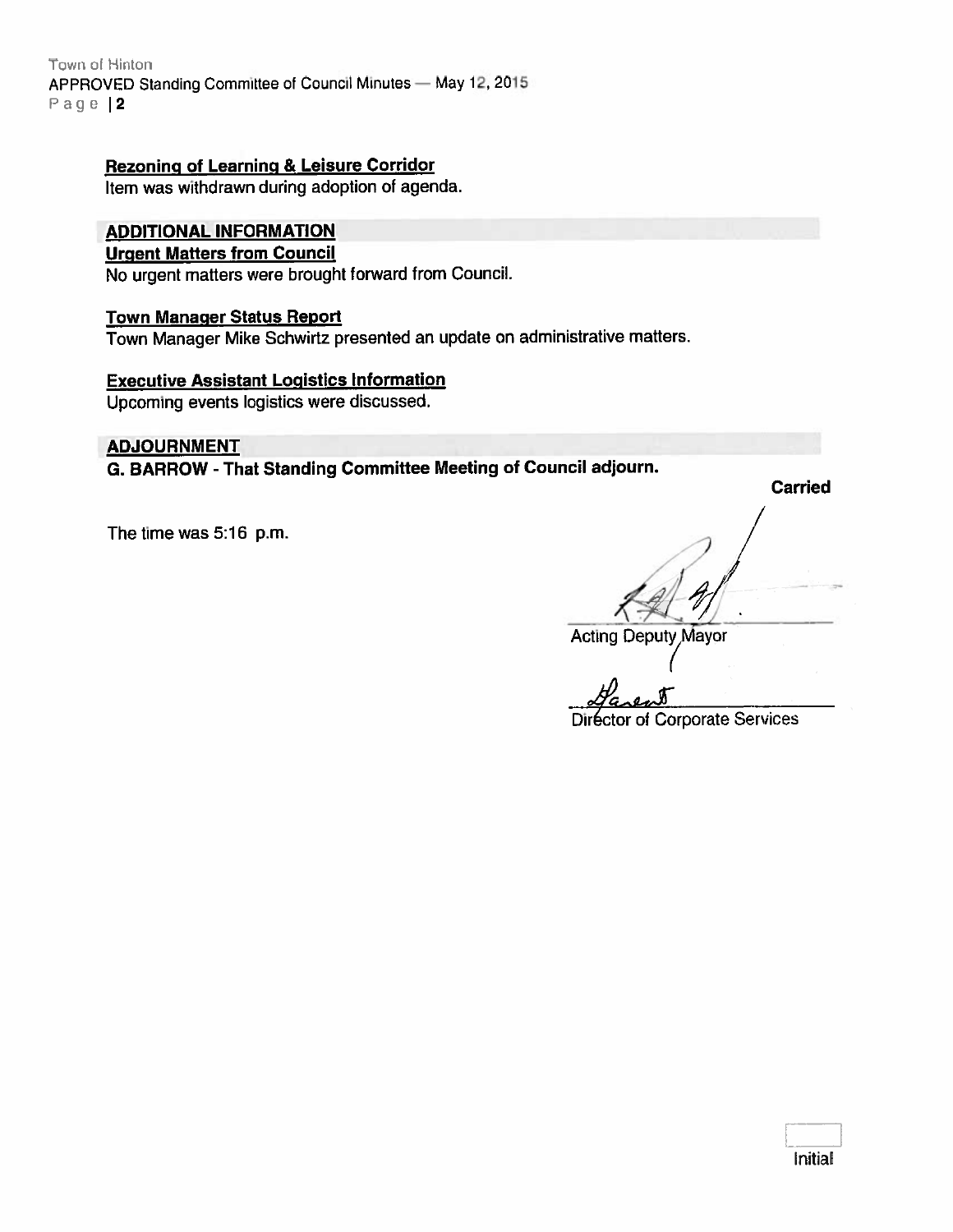**Rezoning of Learning & Leisure Corridor**

Item was withdrawn during adoption of agenda.

## ADDITIONAL INFORMATION

**Urgent Matters from Council**

No urgent matters were brought forward from Council.

**Town Manager Status Report**

Town Manager Mike Schwirtz presented an update on administrative matters.

**Executive Assistant Logistics Information**

Upcoming events logistics were discussed.

## ADJOURNMENT

**G. BARROW - That Standing Committee Meeting of Council adjourn.**

**Carried**

The time was 5:16 p.m.

Acting Deputy Mayor

Director of Corporate Services

Initial